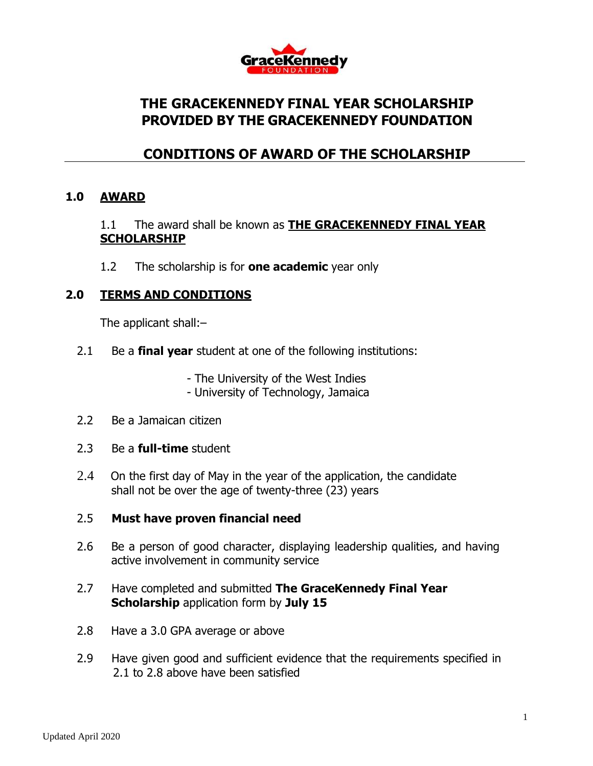# THE GRACEKENNEDY FINAL YEAR SCHOLARSHIP PROVIDED BY THE GRACEKENNEDY FOUNDATION

## CONDITIONS OF AWARD OF THE SCHOLARSHIP

### 1.0 AWARD

1.1 The award shall be known as **THE GRACEKENNEDY FINAL YEAR SCHOLARSHIP**

1.2 The scholarship is for **one academic** year only

### 2.0 TERMS AND CONDITIONS

The applicant shall:–

2.1 Be a **final year** student at one of the following institutions:

- The University of the West Indies
- University of Technology, Jamaica

2.2 Be a Jamaican citizen

2.3 Be a **full-time** student

2.4 On the first day of May in the year of the application, the candidate shall not be over the age of twenty-three (23) years

2.5 **Must have proven financial need**

2.6 Be a person of good character, displaying leadership qualities, and having active involvement in community service

2.7 Have completed and submitted **The GraceKennedy Final Year Scholarship** application form by **July 15**

2.8 Have a 3.0 GPA average or above

2.9 Have given good and sufficient evidence that the requirements specified in 2.1 to 2.8 above have been satisfied

Updated April 2020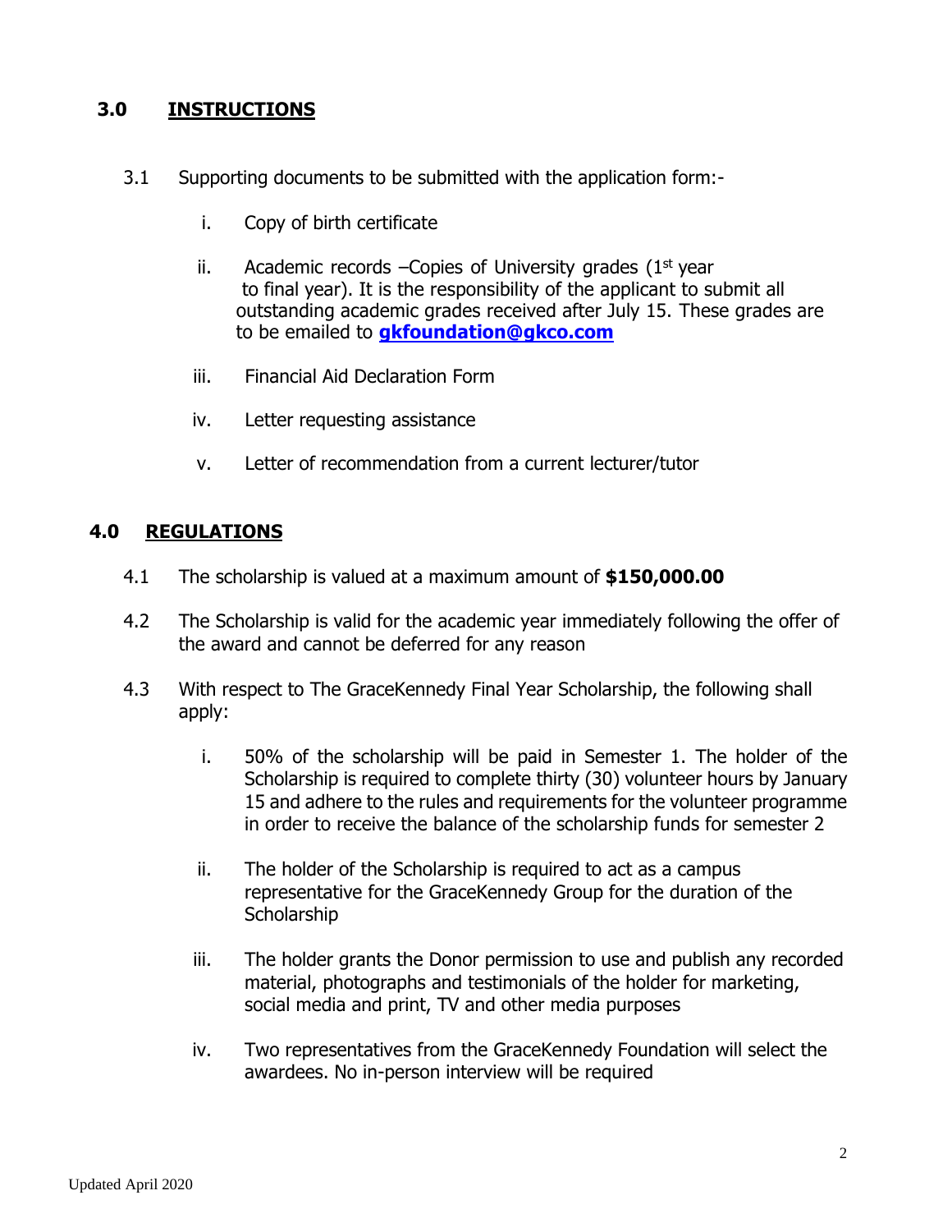## 3.0 INSTRUCTIONS

3.1 Supporting documents to be submitted with the application form:-

i. Copy of birth certificate

ii. Academic records –Copies of University grades (1st year to final year). It is the responsibility of the applicant to submit all outstanding academic grades received after July 15. These grades are to be emailed to **gkfoundation@gkco.com**

iii. Financial Aid Declaration Form

iv. Letter requesting assistance

v. Letter of recommendation from a current lecturer/tutor

## 4.0 REGULATIONS

4.1 The scholarship is valued at a maximum amount of **$150,000.00**

4.2 The Scholarship is valid for the academic year immediately following the offer of the award and cannot be deferred for any reason

4.3 With respect to The GraceKennedy Final Year Scholarship, the following shall apply:

i. 50% of the scholarship will be paid in Semester 1. The holder of the Scholarship is required to complete thirty (30) volunteer hours by January 15 and adhere to the rules and requirements for the volunteer programme in order to receive the balance of the scholarship funds for semester 2

ii. The holder of the Scholarship is required to act as a campus representative for the GraceKennedy Group for the duration of the Scholarship

iii. The holder grants the Donor permission to use and publish any recorded material, photographs and testimonials of the holder for marketing, social media and print, TV and other media purposes

iv. Two representatives from the GraceKennedy Foundation will select the awardees. No in-person interview will be required